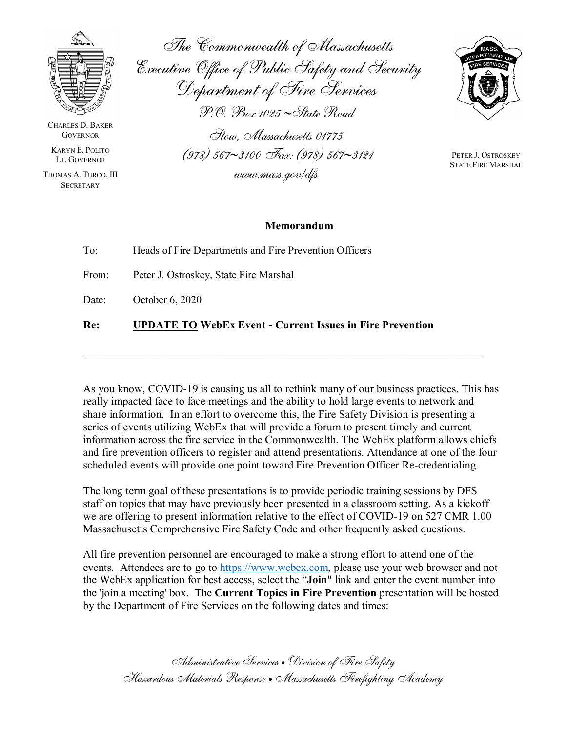CHARLES D. BAKER
GOVERNOR

KARYN E. POLITO
LT. GOVERNOR

THOMAS A. TURCO, III
SECRETARY

*The Commonwealth of Massachusetts*
*Executive Office of Public Safety and Security*
*Department of Fire Services*
*P.O. Box 1025 ~ State Road*
*Stow, Massachusetts 01775*
*(978) 567~3100 Fax: (978) 567~3121*
*www.mass.gov/dfs*

PETER J. OSTROSKEY
STATE FIRE MARSHAL

## Memorandum

To: Heads of Fire Departments and Fire Prevention Officers

From: Peter J. Ostroskey, State Fire Marshal

Date: October 6, 2020

**Re: UPDATE TO WebEx Event - Current Issues in Fire Prevention**

---

As you know, COVID-19 is causing us all to rethink many of our business practices. This has really impacted face to face meetings and the ability to hold large events to network and share information. In an effort to overcome this, the Fire Safety Division is presenting a series of events utilizing WebEx that will provide a forum to present timely and current information across the fire service in the Commonwealth. The WebEx platform allows chiefs and fire prevention officers to register and attend presentations. Attendance at one of the four scheduled events will provide one point toward Fire Prevention Officer Re-credentialing.

The long term goal of these presentations is to provide periodic training sessions by DFS staff on topics that may have previously been presented in a classroom setting. As a kickoff we are offering to present information relative to the effect of COVID-19 on 527 CMR 1.00 Massachusetts Comprehensive Fire Safety Code and other frequently asked questions.

All fire prevention personnel are encouraged to make a strong effort to attend one of the events. Attendees are to go to https://www.webex.com, please use your web browser and not the WebEx application for best access, select the "**Join**" link and enter the event number into the 'join a meeting' box. The **Current Topics in Fire Prevention** presentation will be hosted by the Department of Fire Services on the following dates and times:

*Administrative Services • Division of Fire Safety*
*Hazardous Materials Response • Massachusetts Firefighting Academy*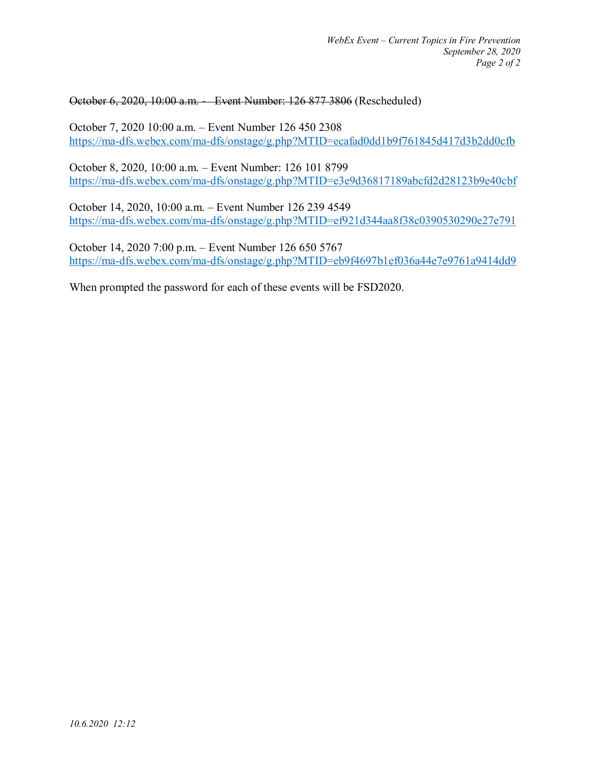~~October 6, 2020, 10:00 a.m. - Event Number: 126 877 3806~~ (Rescheduled)

October 7, 2020 10:00 a.m. – Event Number 126 450 2308
https://ma-dfs.webex.com/ma-dfs/onstage/g.php?MTID=ecafad0dd1b9f761845d417d3b2dd0cfb

October 8, 2020, 10:00 a.m. – Event Number: 126 101 8799
https://ma-dfs.webex.com/ma-dfs/onstage/g.php?MTID=e3e9d36817189abcfd2d28123b9e40cbf

October 14, 2020, 10:00 a.m. – Event Number 126 239 4549
https://ma-dfs.webex.com/ma-dfs/onstage/g.php?MTID=ef921d344aa8f38c0390530290e27e791

October 14, 2020 7:00 p.m. – Event Number 126 650 5767
https://ma-dfs.webex.com/ma-dfs/onstage/g.php?MTID=eb9f4697b1ef036a44e7e9761a9414dd9

When prompted the password for each of these events will be FSD2020.

*10.6.2020 12:12*